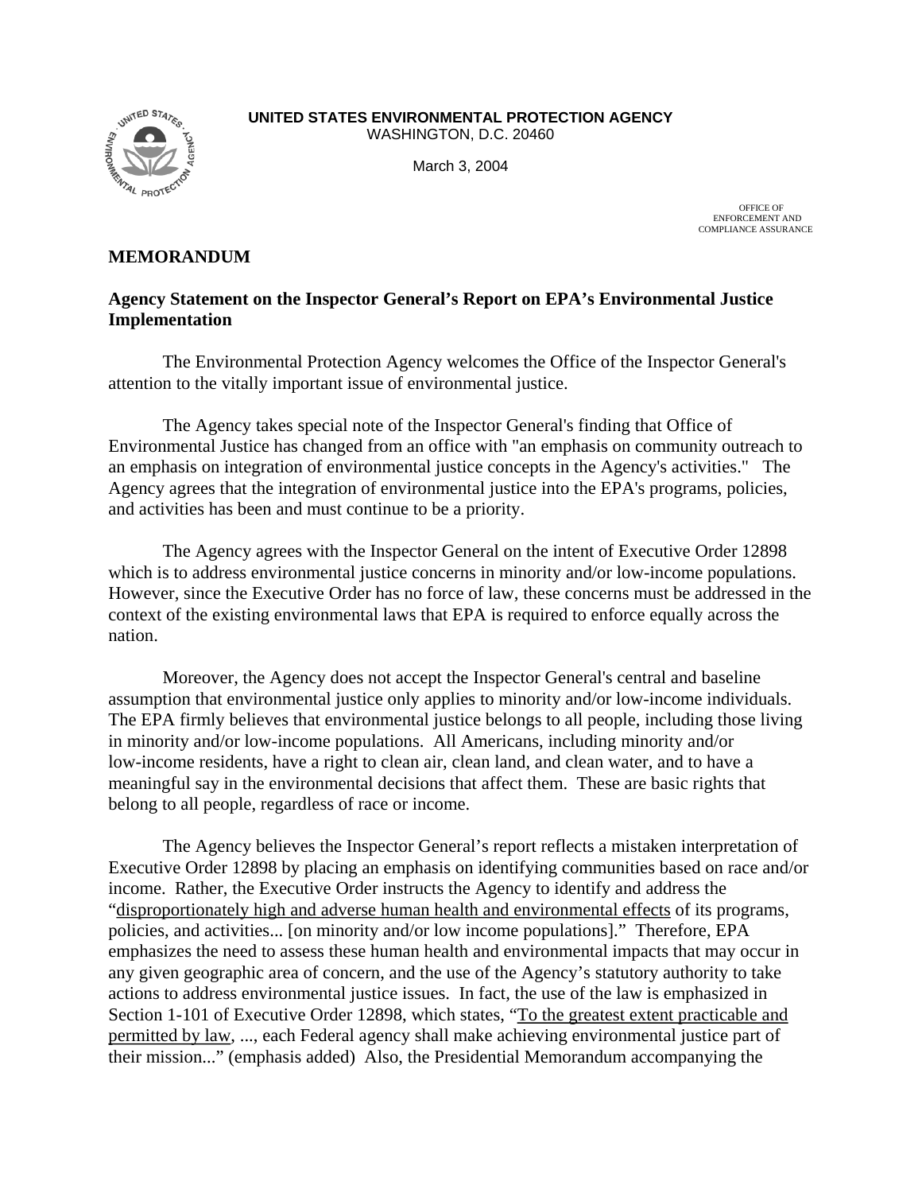**UNITED STATES ENVIRONMENTAL PROTECTION AGENCY**
WASHINGTON, D.C. 20460

March 3, 2004

OFFICE OF
ENFORCEMENT AND
COMPLIANCE ASSURANCE

## MEMORANDUM

### Agency Statement on the Inspector General's Report on EPA's Environmental Justice Implementation

The Environmental Protection Agency welcomes the Office of the Inspector General's attention to the vitally important issue of environmental justice.

The Agency takes special note of the Inspector General's finding that Office of Environmental Justice has changed from an office with "an emphasis on community outreach to an emphasis on integration of environmental justice concepts in the Agency's activities." The Agency agrees that the integration of environmental justice into the EPA's programs, policies, and activities has been and must continue to be a priority.

The Agency agrees with the Inspector General on the intent of Executive Order 12898 which is to address environmental justice concerns in minority and/or low-income populations. However, since the Executive Order has no force of law, these concerns must be addressed in the context of the existing environmental laws that EPA is required to enforce equally across the nation.

Moreover, the Agency does not accept the Inspector General's central and baseline assumption that environmental justice only applies to minority and/or low-income individuals. The EPA firmly believes that environmental justice belongs to all people, including those living in minority and/or low-income populations. All Americans, including minority and/or low-income residents, have a right to clean air, clean land, and clean water, and to have a meaningful say in the environmental decisions that affect them. These are basic rights that belong to all people, regardless of race or income.

The Agency believes the Inspector General's report reflects a mistaken interpretation of Executive Order 12898 by placing an emphasis on identifying communities based on race and/or income. Rather, the Executive Order instructs the Agency to identify and address the "<u>disproportionately high and adverse human health and environmental effects</u> of its programs, policies, and activities... [on minority and/or low income populations]." Therefore, EPA emphasizes the need to assess these human health and environmental impacts that may occur in any given geographic area of concern, and the use of the Agency's statutory authority to take actions to address environmental justice issues. In fact, the use of the law is emphasized in Section 1-101 of Executive Order 12898, which states, "<u>To the greatest extent practicable and permitted by law</u>, ..., each Federal agency shall make achieving environmental justice part of their mission..." (emphasis added) Also, the Presidential Memorandum accompanying the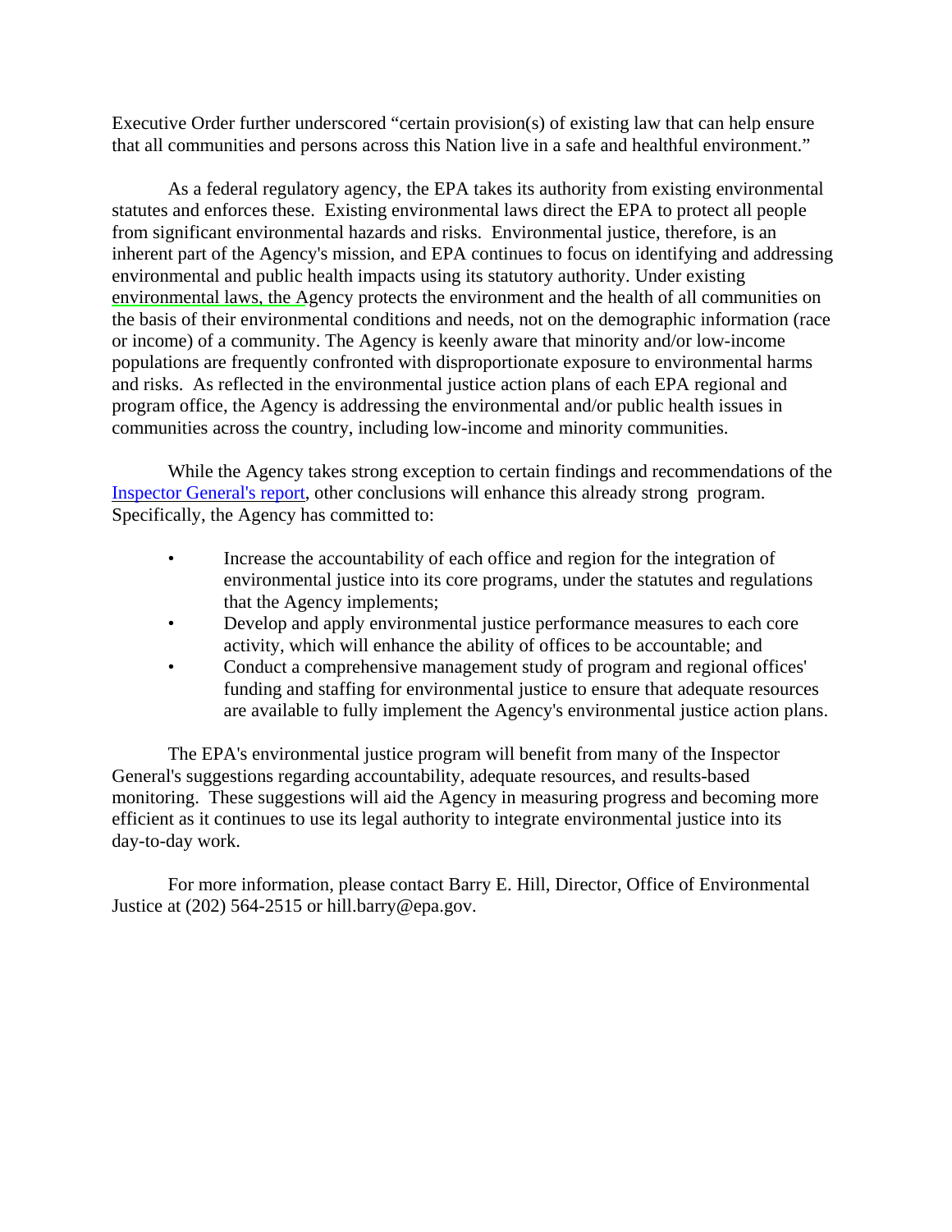Executive Order further underscored “certain provision(s) of existing law that can help ensure that all communities and persons across this Nation live in a safe and healthful environment.”

As a federal regulatory agency, the EPA takes its authority from existing environmental statutes and enforces these. Existing environmental laws direct the EPA to protect all people from significant environmental hazards and risks. Environmental justice, therefore, is an inherent part of the Agency's mission, and EPA continues to focus on identifying and addressing environmental and public health impacts using its statutory authority. Under existing environmental laws, the Agency protects the environment and the health of all communities on the basis of their environmental conditions and needs, not on the demographic information (race or income) of a community. The Agency is keenly aware that minority and/or low-income populations are frequently confronted with disproportionate exposure to environmental harms and risks. As reflected in the environmental justice action plans of each EPA regional and program office, the Agency is addressing the environmental and/or public health issues in communities across the country, including low-income and minority communities.

While the Agency takes strong exception to certain findings and recommendations of the Inspector General's report, other conclusions will enhance this already strong program. Specifically, the Agency has committed to:

- Increase the accountability of each office and region for the integration of environmental justice into its core programs, under the statutes and regulations that the Agency implements;
- Develop and apply environmental justice performance measures to each core activity, which will enhance the ability of offices to be accountable; and
- Conduct a comprehensive management study of program and regional offices' funding and staffing for environmental justice to ensure that adequate resources are available to fully implement the Agency's environmental justice action plans.

The EPA's environmental justice program will benefit from many of the Inspector General's suggestions regarding accountability, adequate resources, and results-based monitoring. These suggestions will aid the Agency in measuring progress and becoming more efficient as it continues to use its legal authority to integrate environmental justice into its day-to-day work.

For more information, please contact Barry E. Hill, Director, Office of Environmental Justice at (202) 564-2515 or hill.barry@epa.gov.